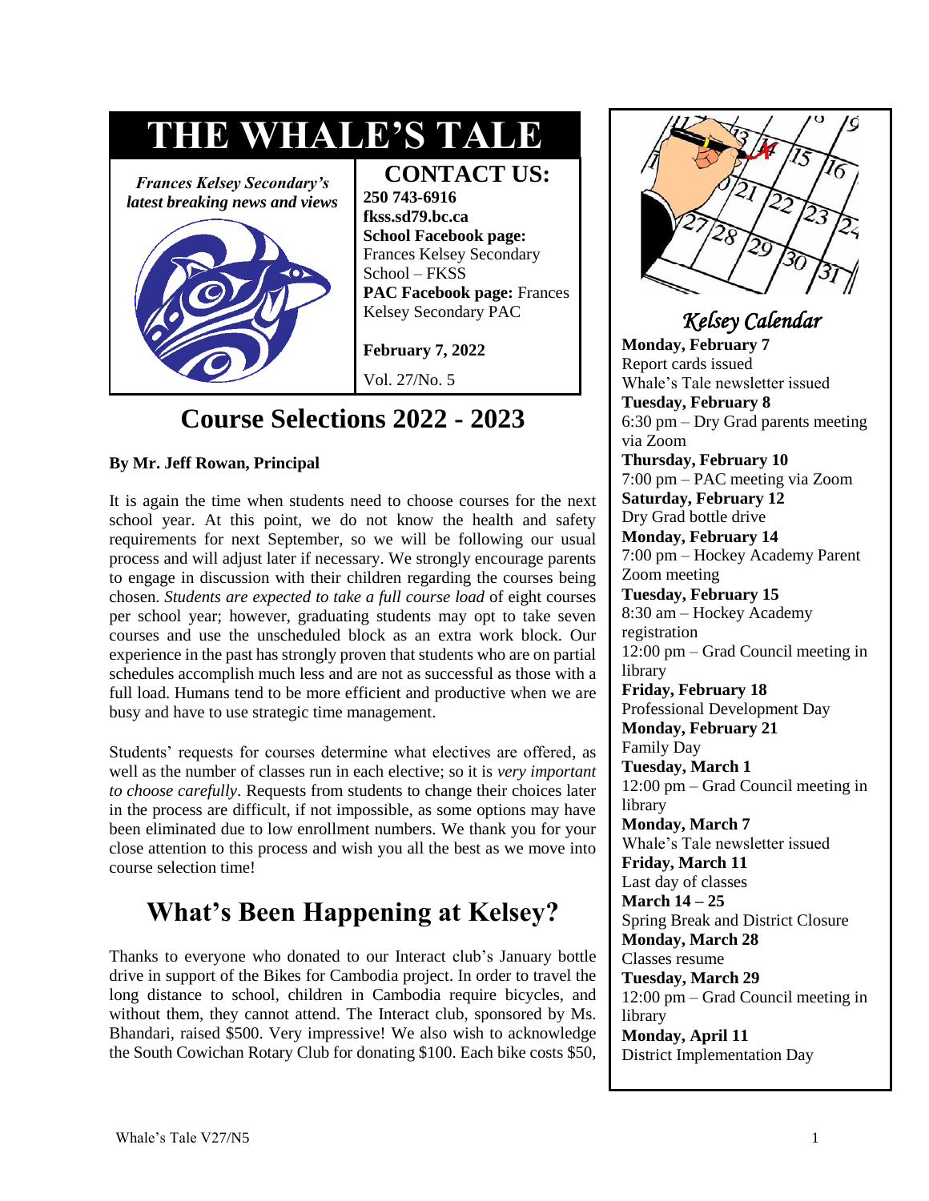# THE WHALE'S TALE

***Frances Kelsey Secondary's latest breaking news and views***

**CONTACT US:**
**250 743-6916**
**fkss.sd79.bc.ca**
**School Facebook page:** Frances Kelsey Secondary School – FKSS
**PAC Facebook page:** Frances Kelsey Secondary PAC

**February 7, 2022**

Vol. 27/No. 5

## Course Selections 2022 - 2023

**By Mr. Jeff Rowan, Principal**

It is again the time when students need to choose courses for the next school year. At this point, we do not know the health and safety requirements for next September, so we will be following our usual process and will adjust later if necessary. We strongly encourage parents to engage in discussion with their children regarding the courses being chosen. *Students are expected to take a full course load* of eight courses per school year; however, graduating students may opt to take seven courses and use the unscheduled block as an extra work block. Our experience in the past has strongly proven that students who are on partial schedules accomplish much less and are not as successful as those with a full load. Humans tend to be more efficient and productive when we are busy and have to use strategic time management.

Students' requests for courses determine what electives are offered, as well as the number of classes run in each elective; so it is *very important to choose carefully*. Requests from students to change their choices later in the process are difficult, if not impossible, as some options may have been eliminated due to low enrollment numbers. We thank you for your close attention to this process and wish you all the best as we move into course selection time!

## What's Been Happening at Kelsey?

Thanks to everyone who donated to our Interact club's January bottle drive in support of the Bikes for Cambodia project. In order to travel the long distance to school, children in Cambodia require bicycles, and without them, they cannot attend. The Interact club, sponsored by Ms. Bhandari, raised $500. Very impressive! We also wish to acknowledge the South Cowichan Rotary Club for donating $100. Each bike costs $50,

### *Kelsey Calendar*

**Monday, February 7**
Report cards issued
Whale's Tale newsletter issued
**Tuesday, February 8**
6:30 pm – Dry Grad parents meeting via Zoom
**Thursday, February 10**
7:00 pm – PAC meeting via Zoom
**Saturday, February 12**
Dry Grad bottle drive
**Monday, February 14**
7:00 pm – Hockey Academy Parent Zoom meeting
**Tuesday, February 15**
8:30 am – Hockey Academy registration
12:00 pm – Grad Council meeting in library
**Friday, February 18**
Professional Development Day
**Monday, February 21**
Family Day
**Tuesday, March 1**
12:00 pm – Grad Council meeting in library
**Monday, March 7**
Whale's Tale newsletter issued
**Friday, March 11**
Last day of classes
**March 14 – 25**
Spring Break and District Closure
**Monday, March 28**
Classes resume
**Tuesday, March 29**
12:00 pm – Grad Council meeting in library
**Monday, April 11**
District Implementation Day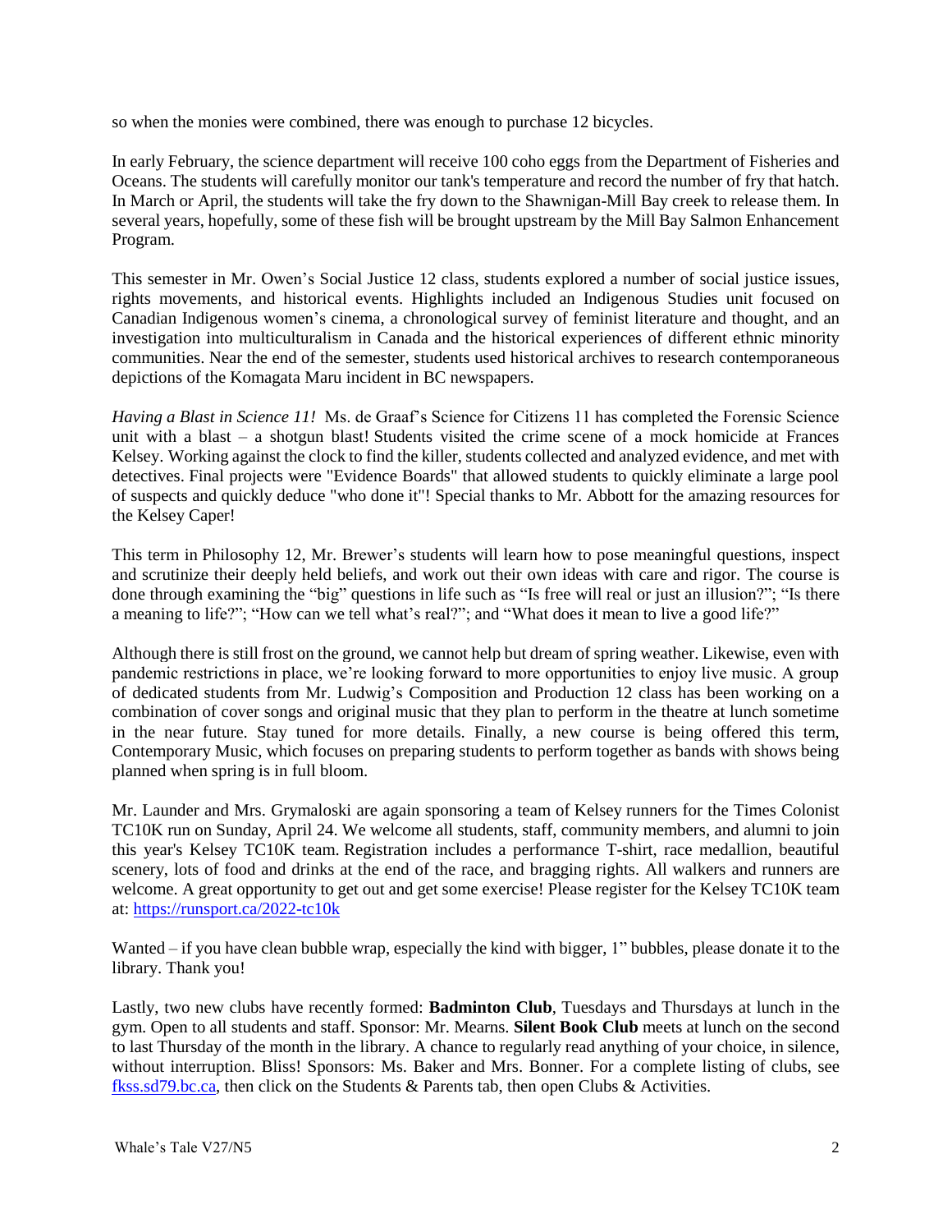so when the monies were combined, there was enough to purchase 12 bicycles.

In early February, the science department will receive 100 coho eggs from the Department of Fisheries and Oceans. The students will carefully monitor our tank's temperature and record the number of fry that hatch. In March or April, the students will take the fry down to the Shawnigan-Mill Bay creek to release them. In several years, hopefully, some of these fish will be brought upstream by the Mill Bay Salmon Enhancement Program.

This semester in Mr. Owen's Social Justice 12 class, students explored a number of social justice issues, rights movements, and historical events. Highlights included an Indigenous Studies unit focused on Canadian Indigenous women's cinema, a chronological survey of feminist literature and thought, and an investigation into multiculturalism in Canada and the historical experiences of different ethnic minority communities. Near the end of the semester, students used historical archives to research contemporaneous depictions of the Komagata Maru incident in BC newspapers.

*Having a Blast in Science 11!* Ms. de Graaf's Science for Citizens 11 has completed the Forensic Science unit with a blast – a shotgun blast! Students visited the crime scene of a mock homicide at Frances Kelsey. Working against the clock to find the killer, students collected and analyzed evidence, and met with detectives. Final projects were "Evidence Boards" that allowed students to quickly eliminate a large pool of suspects and quickly deduce "who done it"! Special thanks to Mr. Abbott for the amazing resources for the Kelsey Caper!

This term in Philosophy 12, Mr. Brewer's students will learn how to pose meaningful questions, inspect and scrutinize their deeply held beliefs, and work out their own ideas with care and rigor. The course is done through examining the "big" questions in life such as "Is free will real or just an illusion?"; "Is there a meaning to life?"; "How can we tell what's real?"; and "What does it mean to live a good life?"

Although there is still frost on the ground, we cannot help but dream of spring weather. Likewise, even with pandemic restrictions in place, we're looking forward to more opportunities to enjoy live music. A group of dedicated students from Mr. Ludwig's Composition and Production 12 class has been working on a combination of cover songs and original music that they plan to perform in the theatre at lunch sometime in the near future. Stay tuned for more details. Finally, a new course is being offered this term, Contemporary Music, which focuses on preparing students to perform together as bands with shows being planned when spring is in full bloom.

Mr. Launder and Mrs. Grymaloski are again sponsoring a team of Kelsey runners for the Times Colonist TC10K run on Sunday, April 24. We welcome all students, staff, community members, and alumni to join this year's Kelsey TC10K team. Registration includes a performance T-shirt, race medallion, beautiful scenery, lots of food and drinks at the end of the race, and bragging rights. All walkers and runners are welcome. A great opportunity to get out and get some exercise! Please register for the Kelsey TC10K team at: [https://runsport.ca/2022-tc10k](https://runsport.ca/2022-tc10k)

Wanted – if you have clean bubble wrap, especially the kind with bigger, 1" bubbles, please donate it to the library. Thank you!

Lastly, two new clubs have recently formed: **Badminton Club**, Tuesdays and Thursdays at lunch in the gym. Open to all students and staff. Sponsor: Mr. Mearns. **Silent Book Club** meets at lunch on the second to last Thursday of the month in the library. A chance to regularly read anything of your choice, in silence, without interruption. Bliss! Sponsors: Ms. Baker and Mrs. Bonner. For a complete listing of clubs, see [fkss.sd79.bc.ca](fkss.sd79.bc.ca), then click on the Students & Parents tab, then open Clubs & Activities.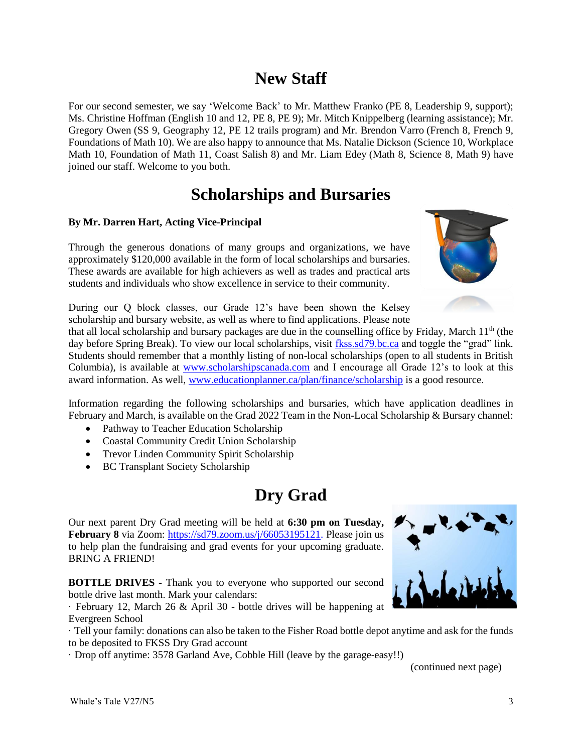# New Staff

For our second semester, we say 'Welcome Back' to Mr. Matthew Franko (PE 8, Leadership 9, support); Ms. Christine Hoffman (English 10 and 12, PE 8, PE 9); Mr. Mitch Knippelberg (learning assistance); Mr. Gregory Owen (SS 9, Geography 12, PE 12 trails program) and Mr. Brendon Varro (French 8, French 9, Foundations of Math 10). We are also happy to announce that Ms. Natalie Dickson (Science 10, Workplace Math 10, Foundation of Math 11, Coast Salish 8) and Mr. Liam Edey (Math 8, Science 8, Math 9) have joined our staff. Welcome to you both.

# Scholarships and Bursaries

**By Mr. Darren Hart, Acting Vice-Principal**

Through the generous donations of many groups and organizations, we have approximately $120,000 available in the form of local scholarships and bursaries. These awards are available for high achievers as well as trades and practical arts students and individuals who show excellence in service to their community.

During our Q block classes, our Grade 12's have been shown the Kelsey scholarship and bursary website, as well as where to find applications. Please note that all local scholarship and bursary packages are due in the counselling office by Friday, March 11th (the day before Spring Break). To view our local scholarships, visit fkss.sd79.bc.ca and toggle the "grad" link. Students should remember that a monthly listing of non-local scholarships (open to all students in British Columbia), is available at www.scholarshipscanada.com and I encourage all Grade 12's to look at this award information. As well, www.educationplanner.ca/plan/finance/scholarship is a good resource.

Information regarding the following scholarships and bursaries, which have application deadlines in February and March, is available on the Grad 2022 Team in the Non-Local Scholarship & Bursary channel:

- Pathway to Teacher Education Scholarship
- Coastal Community Credit Union Scholarship
- Trevor Linden Community Spirit Scholarship
- BC Transplant Society Scholarship

# Dry Grad

Our next parent Dry Grad meeting will be held at **6:30 pm on Tuesday, February 8** via Zoom: https://sd79.zoom.us/j/66053195121. Please join us to help plan the fundraising and grad events for your upcoming graduate. BRING A FRIEND!

**BOTTLE DRIVES -** Thank you to everyone who supported our second bottle drive last month. Mark your calendars:

· February 12, March 26 & April 30 - bottle drives will be happening at Evergreen School

· Tell your family: donations can also be taken to the Fisher Road bottle depot anytime and ask for the funds to be deposited to FKSS Dry Grad account

· Drop off anytime: 3578 Garland Ave, Cobble Hill (leave by the garage-easy!!)

(continued next page)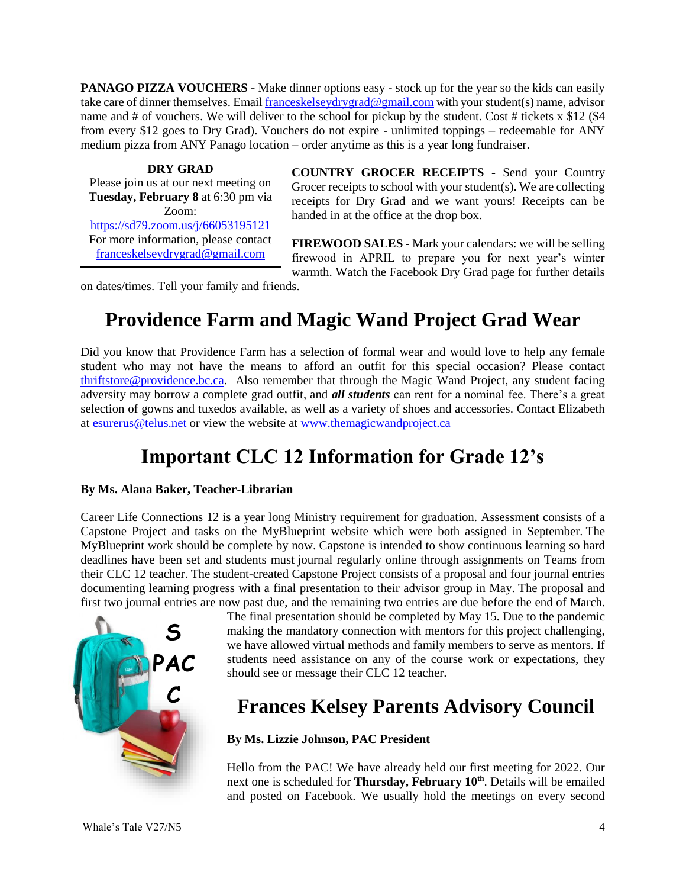**PANAGO PIZZA VOUCHERS -** Make dinner options easy - stock up for the year so the kids can easily take care of dinner themselves. Email franceskelseydrygrad@gmail.com with your student(s) name, advisor name and # of vouchers. We will deliver to the school for pickup by the student. Cost # tickets x $12 ($4 from every $12 goes to Dry Grad). Vouchers do not expire - unlimited toppings – redeemable for ANY medium pizza from ANY Panago location – order anytime as this is a year long fundraiser.

**DRY GRAD**
Please join us at our next meeting on **Tuesday, February 8** at 6:30 pm via Zoom:
https://sd79.zoom.us/j/66053195121
For more information, please contact franceskelseydrygrad@gmail.com

**COUNTRY GROCER RECEIPTS -** Send your Country Grocer receipts to school with your student(s). We are collecting receipts for Dry Grad and we want yours! Receipts can be handed in at the office at the drop box.

**FIREWOOD SALES -** Mark your calendars: we will be selling firewood in APRIL to prepare you for next year's winter warmth. Watch the Facebook Dry Grad page for further details on dates/times. Tell your family and friends.

# Providence Farm and Magic Wand Project Grad Wear

Did you know that Providence Farm has a selection of formal wear and would love to help any female student who may not have the means to afford an outfit for this special occasion? Please contact thriftstore@providence.bc.ca. Also remember that through the Magic Wand Project, any student facing adversity may borrow a complete grad outfit, and ***all students*** can rent for a nominal fee. There's a great selection of gowns and tuxedos available, as well as a variety of shoes and accessories. Contact Elizabeth at esurerus@telus.net or view the website at www.themagicwandproject.ca

# Important CLC 12 Information for Grade 12's

**By Ms. Alana Baker, Teacher-Librarian**

Career Life Connections 12 is a year long Ministry requirement for graduation. Assessment consists of a Capstone Project and tasks on the MyBlueprint website which were both assigned in September. The MyBlueprint work should be complete by now. Capstone is intended to show continuous learning so hard deadlines have been set and students must journal regularly online through assignments on Teams from their CLC 12 teacher. The student-created Capstone Project consists of a proposal and four journal entries documenting learning progress with a final presentation to their advisor group in May. The proposal and first two journal entries are now past due, and the remaining two entries are due before the end of March. The final presentation should be completed by May 15. Due to the pandemic making the mandatory connection with mentors for this project challenging, we have allowed virtual methods and family members to serve as mentors. If students need assistance on any of the course work or expectations, they should see or message their CLC 12 teacher.

# Frances Kelsey Parents Advisory Council

**By Ms. Lizzie Johnson, PAC President**

Hello from the PAC! We have already held our first meeting for 2022. Our next one is scheduled for **Thursday, February 10th**. Details will be emailed and posted on Facebook. We usually hold the meetings on every second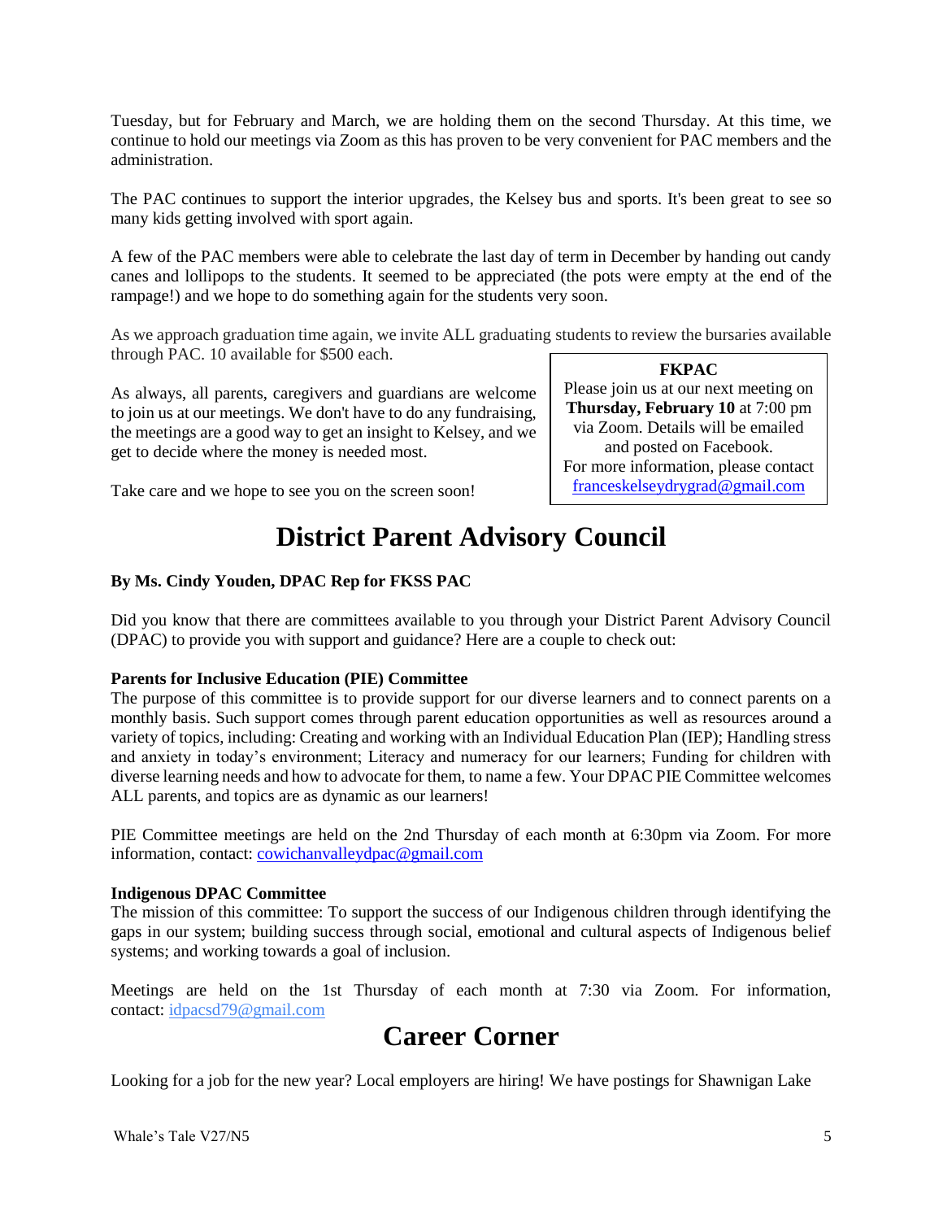Tuesday, but for February and March, we are holding them on the second Thursday. At this time, we continue to hold our meetings via Zoom as this has proven to be very convenient for PAC members and the administration.

The PAC continues to support the interior upgrades, the Kelsey bus and sports. It's been great to see so many kids getting involved with sport again.

A few of the PAC members were able to celebrate the last day of term in December by handing out candy canes and lollipops to the students. It seemed to be appreciated (the pots were empty at the end of the rampage!) and we hope to do something again for the students very soon.

As we approach graduation time again, we invite ALL graduating students to review the bursaries available through PAC. 10 available for $500 each.

As always, all parents, caregivers and guardians are welcome to join us at our meetings. We don't have to do any fundraising, the meetings are a good way to get an insight to Kelsey, and we get to decide where the money is needed most.

Take care and we hope to see you on the screen soon!

> **FKPAC**
> Please join us at our next meeting on **Thursday, February 10** at 7:00 pm via Zoom. Details will be emailed and posted on Facebook.
> For more information, please contact [franceskelseydrygrad@gmail.com](mailto:franceskelseydrygrad@gmail.com)

# District Parent Advisory Council

**By Ms. Cindy Youden, DPAC Rep for FKSS PAC**

Did you know that there are committees available to you through your District Parent Advisory Council (DPAC) to provide you with support and guidance? Here are a couple to check out:

**Parents for Inclusive Education (PIE) Committee**
The purpose of this committee is to provide support for our diverse learners and to connect parents on a monthly basis. Such support comes through parent education opportunities as well as resources around a variety of topics, including: Creating and working with an Individual Education Plan (IEP); Handling stress and anxiety in today's environment; Literacy and numeracy for our learners; Funding for children with diverse learning needs and how to advocate for them, to name a few. Your DPAC PIE Committee welcomes ALL parents, and topics are as dynamic as our learners!

PIE Committee meetings are held on the 2nd Thursday of each month at 6:30pm via Zoom. For more information, contact: [cowichanvalleydpac@gmail.com](mailto:cowichanvalleydpac@gmail.com)

**Indigenous DPAC Committee**
The mission of this committee: To support the success of our Indigenous children through identifying the gaps in our system; building success through social, emotional and cultural aspects of Indigenous belief systems; and working towards a goal of inclusion.

Meetings are held on the 1st Thursday of each month at 7:30 via Zoom. For information, contact: [idpacsd79@gmail.com](mailto:idpacsd79@gmail.com)

# Career Corner

Looking for a job for the new year? Local employers are hiring! We have postings for Shawnigan Lake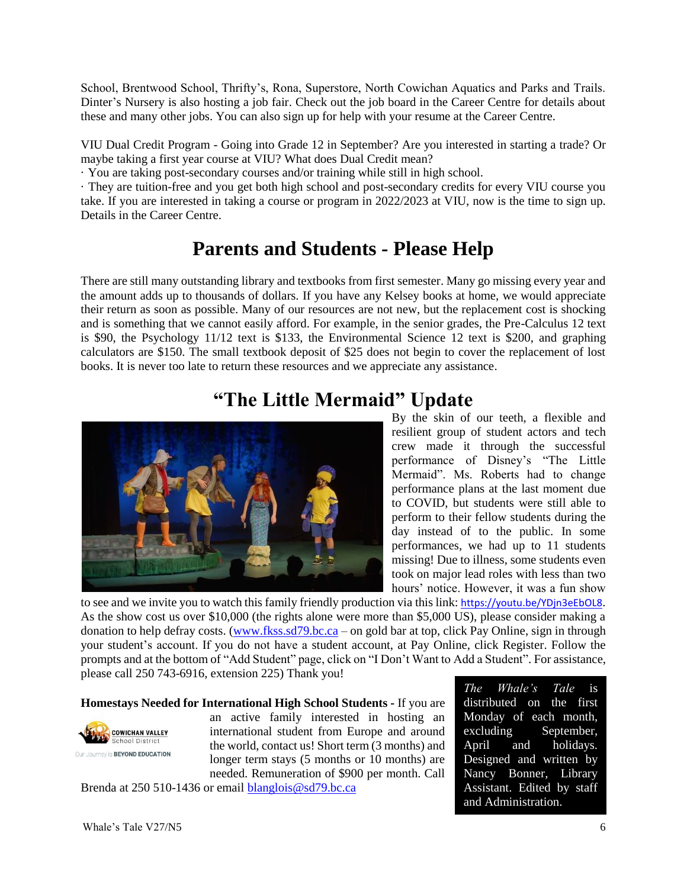School, Brentwood School, Thrifty's, Rona, Superstore, North Cowichan Aquatics and Parks and Trails. Dinter's Nursery is also hosting a job fair. Check out the job board in the Career Centre for details about these and many other jobs. You can also sign up for help with your resume at the Career Centre.

VIU Dual Credit Program - Going into Grade 12 in September? Are you interested in starting a trade? Or maybe taking a first year course at VIU? What does Dual Credit mean?

· You are taking post-secondary courses and/or training while still in high school.

· They are tuition-free and you get both high school and post-secondary credits for every VIU course you take. If you are interested in taking a course or program in 2022/2023 at VIU, now is the time to sign up. Details in the Career Centre.

# Parents and Students - Please Help

There are still many outstanding library and textbooks from first semester. Many go missing every year and the amount adds up to thousands of dollars. If you have any Kelsey books at home, we would appreciate their return as soon as possible. Many of our resources are not new, but the replacement cost is shocking and is something that we cannot easily afford. For example, in the senior grades, the Pre-Calculus 12 text is $90, the Psychology 11/12 text is $133, the Environmental Science 12 text is $200, and graphing calculators are $150. The small textbook deposit of $25 does not begin to cover the replacement of lost books. It is never too late to return these resources and we appreciate any assistance.

# "The Little Mermaid" Update

By the skin of our teeth, a flexible and resilient group of student actors and tech crew made it through the successful performance of Disney's "The Little Mermaid". Ms. Roberts had to change performance plans at the last moment due to COVID, but students were still able to perform to their fellow students during the day instead of to the public. In some performances, we had up to 11 students missing! Due to illness, some students even took on major lead roles with less than two hours' notice. However, it was a fun show to see and we invite you to watch this family friendly production via this link: https://youtu.be/YDjn3eEbOL8. As the show cost us over $10,000 (the rights alone were more than $5,000 US), please consider making a donation to help defray costs. (www.fkss.sd79.bc.ca – on gold bar at top, click Pay Online, sign in through your student's account. If you do not have a student account, at Pay Online, click Register. Follow the prompts and at the bottom of "Add Student" page, click on "I Don't Want to Add a Student". For assistance, please call 250 743-6916, extension 225) Thank you!

**Homestays Needed for International High School Students -** If you are an active family interested in hosting an international student from Europe and around the world, contact us! Short term (3 months) and longer term stays (5 months or 10 months) are needed. Remuneration of $900 per month. Call Brenda at 250 510-1436 or email blanglois@sd79.bc.ca

COWICHAN VALLEY School District
Our Journey is BEYOND EDUCATION

*The Whale's Tale* is distributed on the first Monday of each month, excluding September, April and holidays. Designed and written by Nancy Bonner, Library Assistant. Edited by staff and Administration.